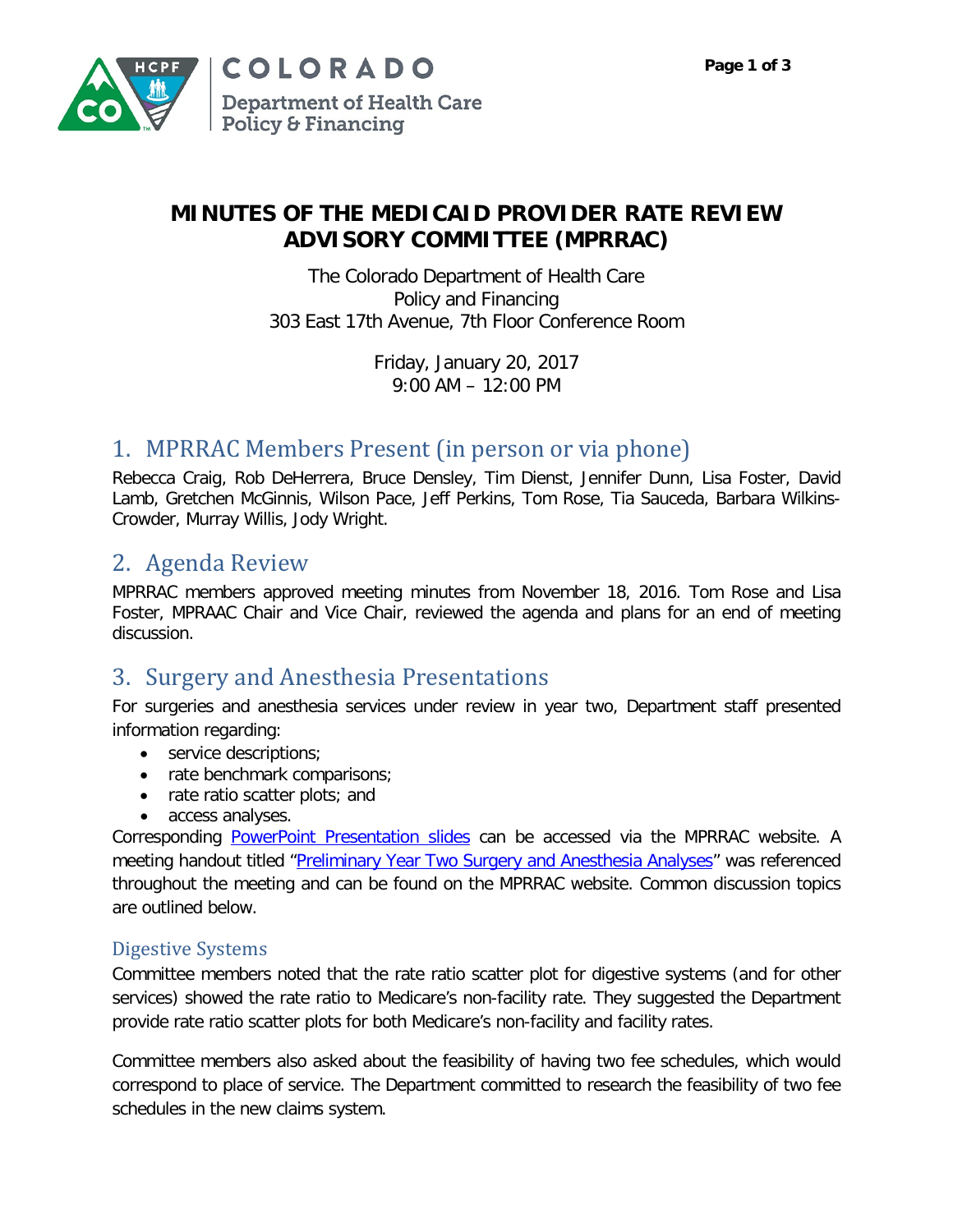# MINUTES OF THE MEDICAID PROVIDER RATE REVIEW ADVISORY COMMITTEE (MPRRAC)

The Colorado Department of Health Care Policy and Financing
303 East 17th Avenue, 7th Floor Conference Room

Friday, January 20, 2017
9:00 AM – 12:00 PM

## 1. MPRRAC Members Present (in person or via phone)

Rebecca Craig, Rob DeHerrera, Bruce Densley, Tim Dienst, Jennifer Dunn, Lisa Foster, David Lamb, Gretchen McGinnis, Wilson Pace, Jeff Perkins, Tom Rose, Tia Sauceda, Barbara Wilkins-Crowder, Murray Willis, Jody Wright.

## 2. Agenda Review

MPRRAC members approved meeting minutes from November 18, 2016. Tom Rose and Lisa Foster, MPRAAC Chair and Vice Chair, reviewed the agenda and plans for an end of meeting discussion.

## 3. Surgery and Anesthesia Presentations

For surgeries and anesthesia services under review in year two, Department staff presented information regarding:

- service descriptions;
- rate benchmark comparisons;
- rate ratio scatter plots; and
- access analyses.

Corresponding PowerPoint Presentation slides can be accessed via the MPRRAC website. A meeting handout titled "Preliminary Year Two Surgery and Anesthesia Analyses" was referenced throughout the meeting and can be found on the MPRRAC website. Common discussion topics are outlined below.

### Digestive Systems

Committee members noted that the rate ratio scatter plot for digestive systems (and for other services) showed the rate ratio to Medicare's non-facility rate. They suggested the Department provide rate ratio scatter plots for both Medicare's non-facility and facility rates.

Committee members also asked about the feasibility of having two fee schedules, which would correspond to place of service. The Department committed to research the feasibility of two fee schedules in the new claims system.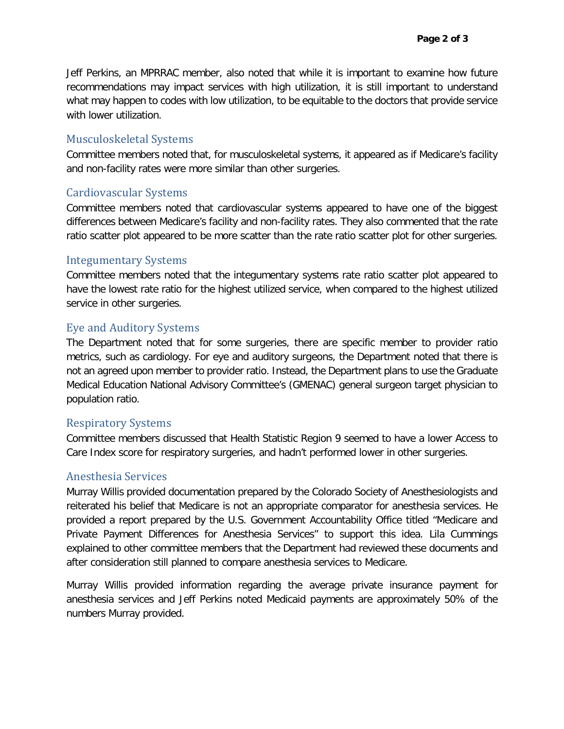Jeff Perkins, an MPRRAC member, also noted that while it is important to examine how future recommendations may impact services with high utilization, it is still important to understand what may happen to codes with low utilization, to be equitable to the doctors that provide service with lower utilization.

## Musculoskeletal Systems

Committee members noted that, for musculoskeletal systems, it appeared as if Medicare's facility and non-facility rates were more similar than other surgeries.

## Cardiovascular Systems

Committee members noted that cardiovascular systems appeared to have one of the biggest differences between Medicare's facility and non-facility rates. They also commented that the rate ratio scatter plot appeared to be more scatter than the rate ratio scatter plot for other surgeries.

## Integumentary Systems

Committee members noted that the integumentary systems rate ratio scatter plot appeared to have the lowest rate ratio for the highest utilized service, when compared to the highest utilized service in other surgeries.

## Eye and Auditory Systems

The Department noted that for some surgeries, there are specific member to provider ratio metrics, such as cardiology. For eye and auditory surgeons, the Department noted that there is not an agreed upon member to provider ratio. Instead, the Department plans to use the Graduate Medical Education National Advisory Committee's (GMENAC) general surgeon target physician to population ratio.

## Respiratory Systems

Committee members discussed that Health Statistic Region 9 seemed to have a lower Access to Care Index score for respiratory surgeries, and hadn't performed lower in other surgeries.

## Anesthesia Services

Murray Willis provided documentation prepared by the Colorado Society of Anesthesiologists and reiterated his belief that Medicare is not an appropriate comparator for anesthesia services. He provided a report prepared by the U.S. Government Accountability Office titled "Medicare and Private Payment Differences for Anesthesia Services" to support this idea. Lila Cummings explained to other committee members that the Department had reviewed these documents and after consideration still planned to compare anesthesia services to Medicare.

Murray Willis provided information regarding the average private insurance payment for anesthesia services and Jeff Perkins noted Medicaid payments are approximately 50% of the numbers Murray provided.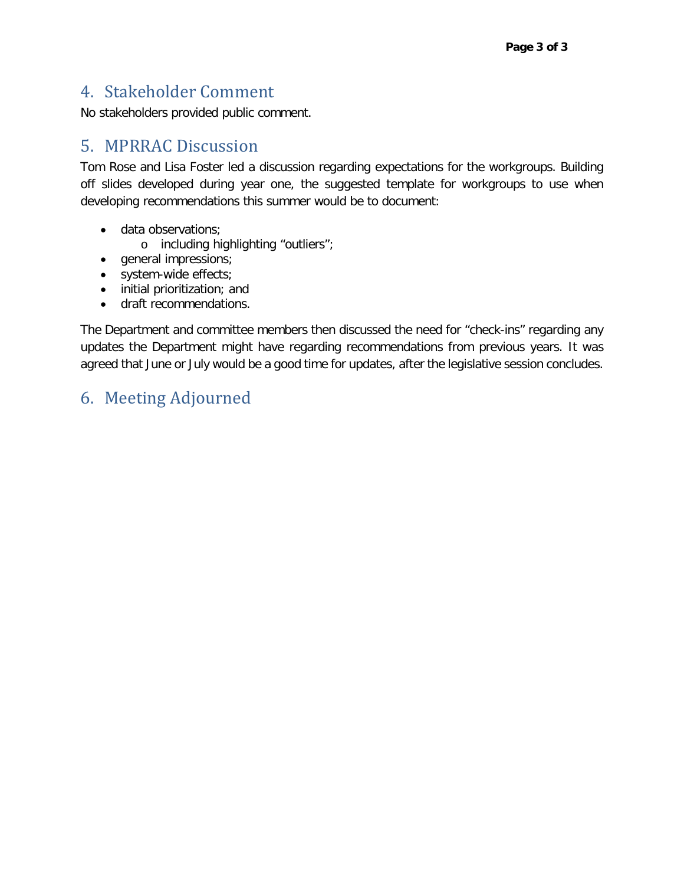## 4. Stakeholder Comment

No stakeholders provided public comment.

## 5. MPRRAC Discussion

Tom Rose and Lisa Foster led a discussion regarding expectations for the workgroups. Building off slides developed during year one, the suggested template for workgroups to use when developing recommendations this summer would be to document:

- data observations;
  - including highlighting "outliers";
- general impressions;
- system-wide effects;
- initial prioritization; and
- draft recommendations.

The Department and committee members then discussed the need for "check-ins" regarding any updates the Department might have regarding recommendations from previous years. It was agreed that June or July would be a good time for updates, after the legislative session concludes.

## 6. Meeting Adjourned